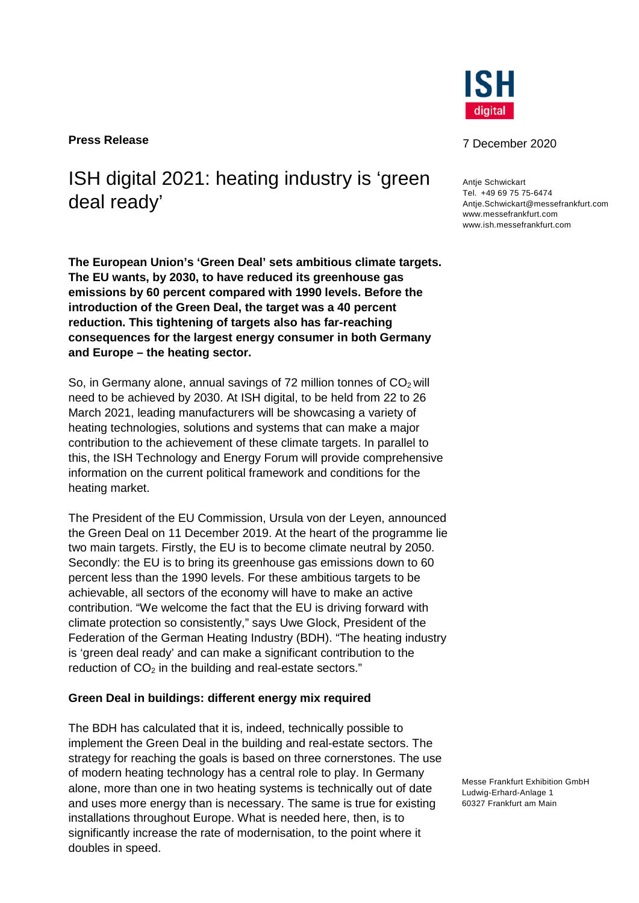**Press Release**

7 December 2020

Antje Schwickart
Tel. +49 69 75 75-6474
Antje.Schwickart@messefrankfurt.com
www.messefrankfurt.com
www.ish.messefrankfurt.com

# ISH digital 2021: heating industry is 'green deal ready'

**The European Union's 'Green Deal' sets ambitious climate targets. The EU wants, by 2030, to have reduced its greenhouse gas emissions by 60 percent compared with 1990 levels. Before the introduction of the Green Deal, the target was a 40 percent reduction. This tightening of targets also has far-reaching consequences for the largest energy consumer in both Germany and Europe – the heating sector.**

So, in Germany alone, annual savings of 72 million tonnes of $CO_2$ will need to be achieved by 2030. At ISH digital, to be held from 22 to 26 March 2021, leading manufacturers will be showcasing a variety of heating technologies, solutions and systems that can make a major contribution to the achievement of these climate targets. In parallel to this, the ISH Technology and Energy Forum will provide comprehensive information on the current political framework and conditions for the heating market.

The President of the EU Commission, Ursula von der Leyen, announced the Green Deal on 11 December 2019. At the heart of the programme lie two main targets. Firstly, the EU is to become climate neutral by 2050. Secondly: the EU is to bring its greenhouse gas emissions down to 60 percent less than the 1990 levels. For these ambitious targets to be achievable, all sectors of the economy will have to make an active contribution. "We welcome the fact that the EU is driving forward with climate protection so consistently," says Uwe Glock, President of the Federation of the German Heating Industry (BDH). "The heating industry is 'green deal ready' and can make a significant contribution to the reduction of $CO_2$ in the building and real-estate sectors."

## Green Deal in buildings: different energy mix required

The BDH has calculated that it is, indeed, technically possible to implement the Green Deal in the building and real-estate sectors. The strategy for reaching the goals is based on three cornerstones. The use of modern heating technology has a central role to play. In Germany alone, more than one in two heating systems is technically out of date and uses more energy than is necessary. The same is true for existing installations throughout Europe. What is needed here, then, is to significantly increase the rate of modernisation, to the point where it doubles in speed.

Messe Frankfurt Exhibition GmbH
Ludwig-Erhard-Anlage 1
60327 Frankfurt am Main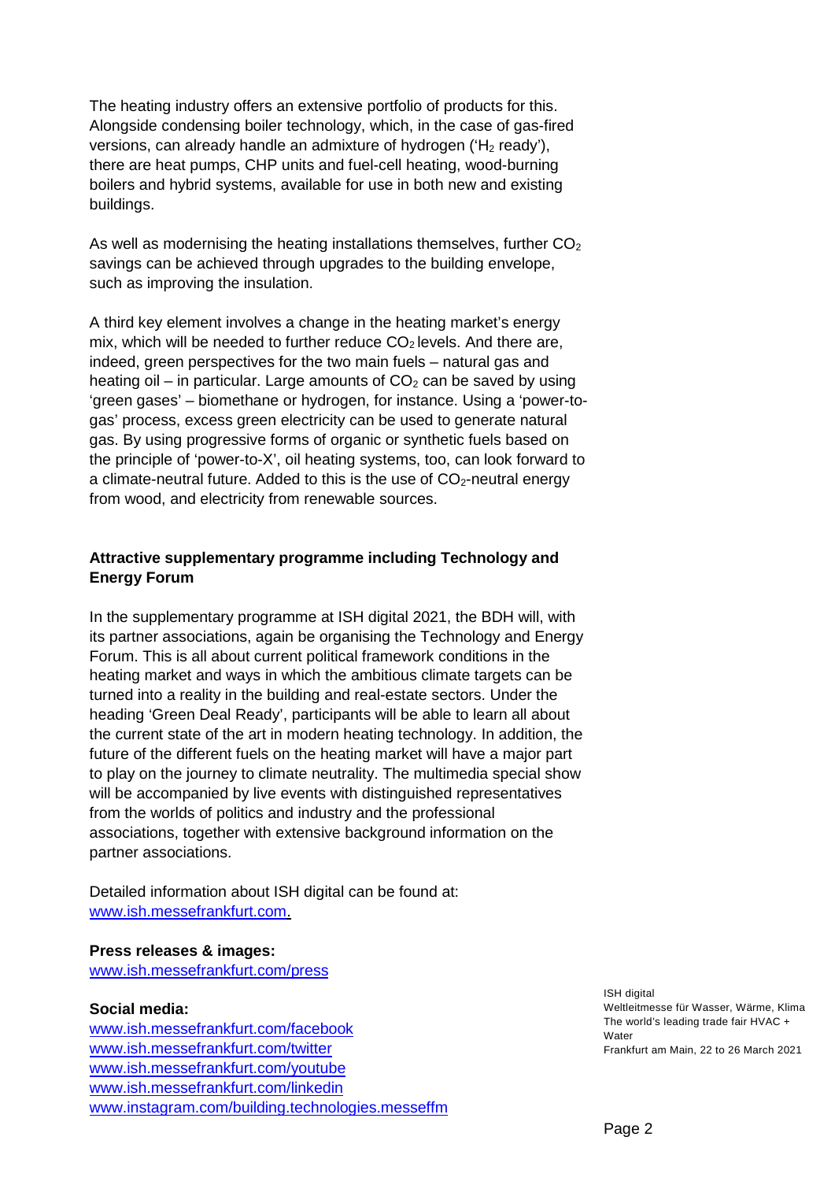The heating industry offers an extensive portfolio of products for this. Alongside condensing boiler technology, which, in the case of gas-fired versions, can already handle an admixture of hydrogen ('$H_2$ ready'), there are heat pumps, CHP units and fuel-cell heating, wood-burning boilers and hybrid systems, available for use in both new and existing buildings.

As well as modernising the heating installations themselves, further $CO_2$ savings can be achieved through upgrades to the building envelope, such as improving the insulation.

A third key element involves a change in the heating market's energy mix, which will be needed to further reduce $CO_2$ levels. And there are, indeed, green perspectives for the two main fuels – natural gas and heating oil – in particular. Large amounts of $CO_2$ can be saved by using 'green gases' – biomethane or hydrogen, for instance. Using a 'power-to-gas' process, excess green electricity can be used to generate natural gas. By using progressive forms of organic or synthetic fuels based on the principle of 'power-to-X', oil heating systems, too, can look forward to a climate-neutral future. Added to this is the use of $CO_2$-neutral energy from wood, and electricity from renewable sources.

**Attractive supplementary programme including Technology and Energy Forum**

In the supplementary programme at ISH digital 2021, the BDH will, with its partner associations, again be organising the Technology and Energy Forum. This is all about current political framework conditions in the heating market and ways in which the ambitious climate targets can be turned into a reality in the building and real-estate sectors. Under the heading 'Green Deal Ready', participants will be able to learn all about the current state of the art in modern heating technology. In addition, the future of the different fuels on the heating market will have a major part to play on the journey to climate neutrality. The multimedia special show will be accompanied by live events with distinguished representatives from the worlds of politics and industry and the professional associations, together with extensive background information on the partner associations.

Detailed information about ISH digital can be found at:
www.ish.messefrankfurt.com.

**Press releases & images:**
www.ish.messefrankfurt.com/press

**Social media:**
www.ish.messefrankfurt.com/facebook
www.ish.messefrankfurt.com/twitter
www.ish.messefrankfurt.com/youtube
www.ish.messefrankfurt.com/linkedin
www.instagram.com/building.technologies.messeffm

ISH digital
Weltleitmesse für Wasser, Wärme, Klima
The world's leading trade fair HVAC + Water
Frankfurt am Main, 22 to 26 March 2021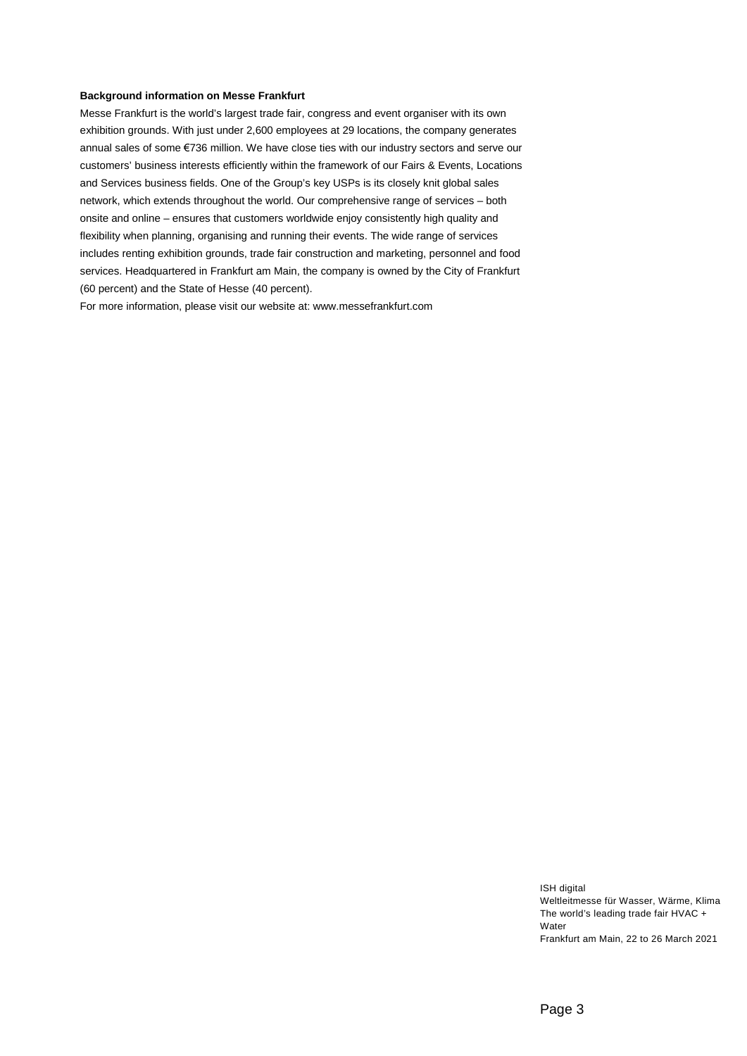**Background information on Messe Frankfurt**

Messe Frankfurt is the world's largest trade fair, congress and event organiser with its own exhibition grounds. With just under 2,600 employees at 29 locations, the company generates annual sales of some €736 million. We have close ties with our industry sectors and serve our customers' business interests efficiently within the framework of our Fairs & Events, Locations and Services business fields. One of the Group's key USPs is its closely knit global sales network, which extends throughout the world. Our comprehensive range of services – both onsite and online – ensures that customers worldwide enjoy consistently high quality and flexibility when planning, organising and running their events. The wide range of services includes renting exhibition grounds, trade fair construction and marketing, personnel and food services. Headquartered in Frankfurt am Main, the company is owned by the City of Frankfurt (60 percent) and the State of Hesse (40 percent).

For more information, please visit our website at: www.messefrankfurt.com

ISH digital
Weltleitmesse für Wasser, Wärme, Klima
The world's leading trade fair HVAC + Water
Frankfurt am Main, 22 to 26 March 2021